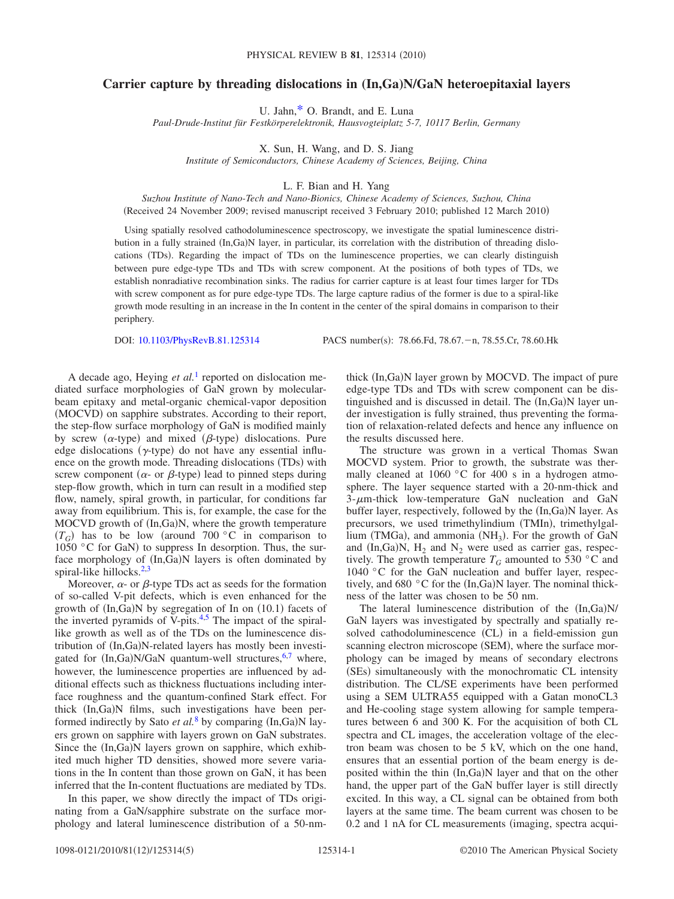# Carrier capture by threading dislocations in (In,Ga)N/GaN heteroepitaxial layers

U. Jahn,* O. Brandt, and E. Luna

*Paul-Drude-Institut für Festkörperelektronik, Hausvogteiplatz 5-7, 10117 Berlin, Germany*

X. Sun, H. Wang, and D. S. Jiang

*Institute of Semiconductors, Chinese Academy of Sciences, Beijing, China*

L. F. Bian and H. Yang

*Suzhou Institute of Nano-Tech and Nano-Bionics, Chinese Academy of Sciences, Suzhou, China*

(Received 24 November 2009; revised manuscript received 3 February 2010; published 12 March 2010)

Using spatially resolved cathodoluminescence spectroscopy, we investigate the spatial luminescence distribution in a fully strained (In,Ga)N layer, in particular, its correlation with the distribution of threading dislocations (TDs). Regarding the impact of TDs on the luminescence properties, we can clearly distinguish between pure edge-type TDs and TDs with screw component. At the positions of both types of TDs, we establish nonradiative recombination sinks. The radius for carrier capture is at least four times larger for TDs with screw component as for pure edge-type TDs. The large capture radius of the former is due to a spiral-like growth mode resulting in an increase in the In content in the center of the spiral domains in comparison to their periphery.

DOI: 10.1103/PhysRevB.81.125314 PACS number(s): 78.66.Fd, 78.67.−n, 78.55.Cr, 78.60.Hk

A decade ago, Heying *et al.*[1] reported on dislocation mediated surface morphologies of GaN grown by molecular-beam epitaxy and metal-organic chemical-vapor deposition (MOCVD) on sapphire substrates. According to their report, the step-flow surface morphology of GaN is modified mainly by screw ($\alpha$-type) and mixed ($\beta$-type) dislocations. Pure edge dislocations ($\gamma$-type) do not have any essential influence on the growth mode. Threading dislocations (TDs) with screw component ($\alpha$- or $\beta$-type) lead to pinned steps during step-flow growth, which in turn can result in a modified step flow, namely, spiral growth, in particular, for conditions far away from equilibrium. This is, for example, the case for the MOCVD growth of (In,Ga)N, where the growth temperature ($T_G$) has to be low (around 700 °C in comparison to 1050 °C for GaN) to suppress In desorption. Thus, the surface morphology of (In,Ga)N layers is often dominated by spiral-like hillocks.[2,3]

Moreover, $\alpha$- or $\beta$-type TDs act as seeds for the formation of so-called V-pit defects, which is even enhanced for the growth of (In,Ga)N by segregation of In on (10.1) facets of the inverted pyramids of V-pits.[4,5] The impact of the spiral-like growth as well as of the TDs on the luminescence distribution of (In,Ga)N-related layers has mostly been investigated for (In,Ga)N/GaN quantum-well structures,[6,7] where, however, the luminescence properties are influenced by additional effects such as thickness fluctuations including interface roughness and the quantum-confined Stark effect. For thick (In,Ga)N films, such investigations have been performed indirectly by Sato *et al.*[8] by comparing (In,Ga)N layers grown on sapphire with layers grown on GaN substrates. Since the (In,Ga)N layers grown on sapphire, which exhibited much higher TD densities, showed more severe variations in the In content than those grown on GaN, it has been inferred that the In-content fluctuations are mediated by TDs.

In this paper, we show directly the impact of TDs originating from a GaN/sapphire substrate on the surface morphology and lateral luminescence distribution of a 50-nm-thick (In,Ga)N layer grown by MOCVD. The impact of pure edge-type TDs and TDs with screw component can be distinguished and is discussed in detail. The (In,Ga)N layer under investigation is fully strained, thus preventing the formation of relaxation-related defects and hence any influence on the results discussed here.

The structure was grown in a vertical Thomas Swan MOCVD system. Prior to growth, the substrate was thermally cleaned at 1060 °C for 400 s in a hydrogen atmosphere. The layer sequence started with a 20-nm-thick and 3-$\mu$m-thick low-temperature GaN nucleation and GaN buffer layer, respectively, followed by the (In,Ga)N layer. As precursors, we used trimethylindium (TMIn), trimethylgallium (TMGa), and ammonia ($NH_3$). For the growth of GaN and (In,Ga)N, $H_2$ and $N_2$ were used as carrier gas, respectively. The growth temperature $T_G$ amounted to 530 °C and 1040 °C for the GaN nucleation and buffer layer, respectively, and 680 °C for the (In,Ga)N layer. The nominal thickness of the latter was chosen to be 50 nm.

The lateral luminescence distribution of the (In,Ga)N/GaN layers was investigated by spectrally and spatially resolved cathodoluminescence (CL) in a field-emission gun scanning electron microscope (SEM), where the surface morphology can be imaged by means of secondary electrons (SEs) simultaneously with the monochromatic CL intensity distribution. The CL/SE experiments have been performed using a SEM ULTRA55 equipped with a Gatan monoCL3 and He-cooling stage system allowing for sample temperatures between 6 and 300 K. For the acquisition of both CL spectra and CL images, the acceleration voltage of the electron beam was chosen to be 5 kV, which on the one hand, ensures that an essential portion of the beam energy is deposited within the thin (In,Ga)N layer and that on the other hand, the upper part of the GaN buffer layer is still directly excited. In this way, a CL signal can be obtained from both layers at the same time. The beam current was chosen to be 0.2 and 1 nA for CL measurements (imaging, spectra acqui-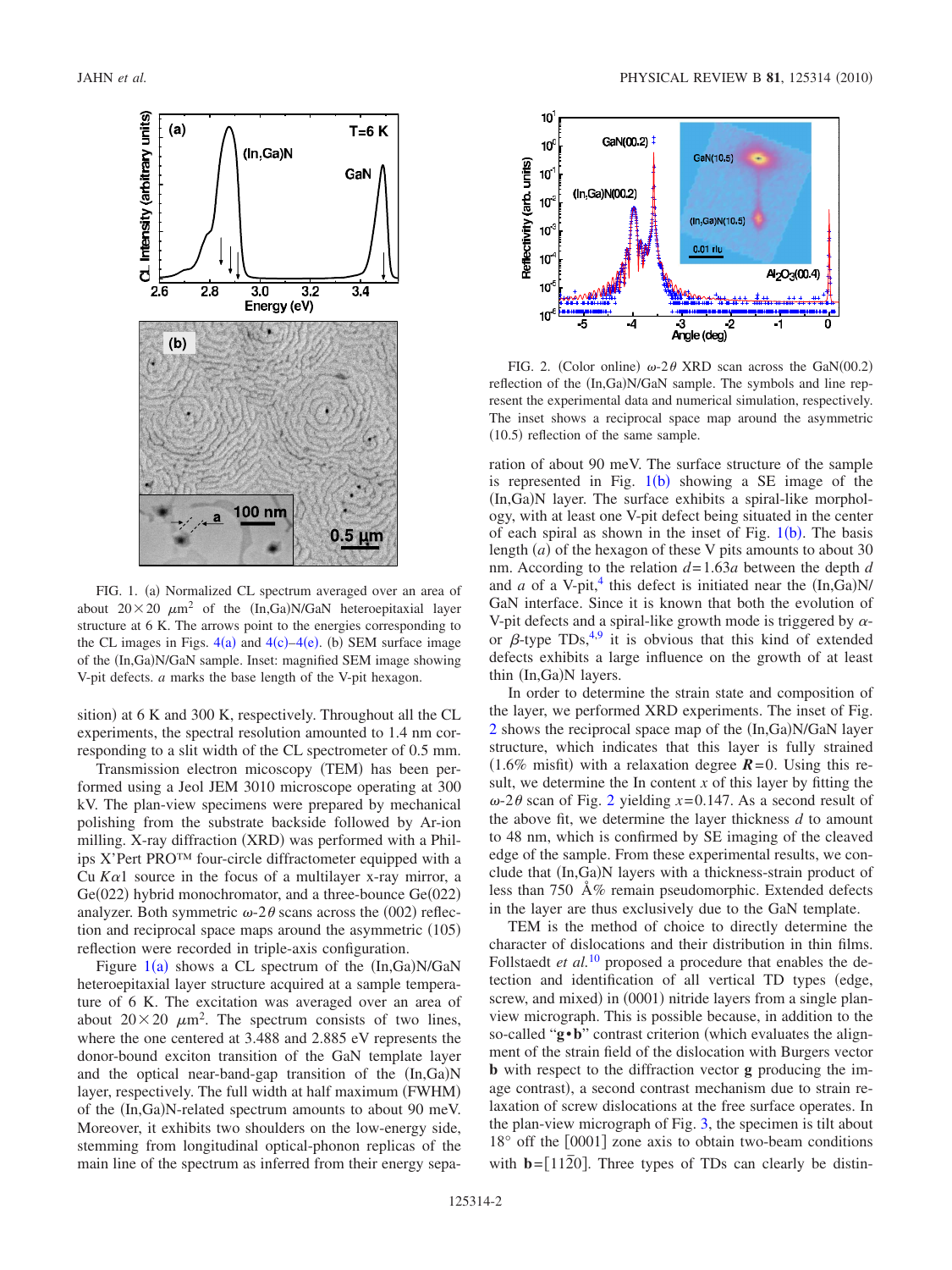FIG. 1. (a) Normalized CL spectrum averaged over an area of about $20\times 20$ $\mu$m$^2$ of the (In,Ga)N/GaN heteroepitaxial layer structure at 6 K. The arrows point to the energies corresponding to the CL images in Figs. 4(a) and 4(c)–4(e). (b) SEM surface image of the (In,Ga)N/GaN sample. Inset: magnified SEM image showing V-pit defects. $a$ marks the base length of the V-pit hexagon.

sition) at 6 K and 300 K, respectively. Throughout all the CL experiments, the spectral resolution amounted to 1.4 nm corresponding to a slit width of the CL spectrometer of 0.5 mm.

Transmission electron micoscopy (TEM) has been performed using a Jeol JEM 3010 microscope operating at 300 kV. The plan-view specimens were prepared by mechanical polishing from the substrate backside followed by Ar-ion milling. X-ray diffraction (XRD) was performed with a Philips X'Pert PRO™ four-circle diffractometer equipped with a Cu $K\alpha1$ source in the focus of a multilayer x-ray mirror, a Ge(022) hybrid monochromator, and a three-bounce Ge(022) analyzer. Both symmetric $\omega$-$2\theta$ scans across the (002) reflection and reciprocal space maps around the asymmetric (105) reflection were recorded in triple-axis configuration.

Figure 1(a) shows a CL spectrum of the (In,Ga)N/GaN heteroepitaxial layer structure acquired at a sample temperature of 6 K. The excitation was averaged over an area of about $20\times 20$ $\mu$m$^2$. The spectrum consists of two lines, where the one centered at 3.488 and 2.885 eV represents the donor-bound exciton transition of the GaN template layer and the optical near-band-gap transition of the (In,Ga)N layer, respectively. The full width at half maximum (FWHM) of the (In,Ga)N-related spectrum amounts to about 90 meV. Moreover, it exhibits two shoulders on the low-energy side, stemming from longitudinal optical-phonon replicas of the main line of the spectrum as inferred from their energy separation of about 90 meV. The surface structure of the sample is represented in Fig. 1(b) showing a SE image of the (In,Ga)N layer. The surface exhibits a spiral-like morphology, with at least one V-pit defect being situated in the center of each spiral as shown in the inset of Fig. 1(b). The basis length ($a$) of the hexagon of these V pits amounts to about 30 nm. According to the relation $d=1.63a$ between the depth $d$ and $a$ of a V-pit,[4] this defect is initiated near the (In,Ga)N/GaN interface. Since it is known that both the evolution of V-pit defects and a spiral-like growth mode is triggered by $\alpha$- or $\beta$-type TDs,[4,9] it is obvious that this kind of extended defects exhibits a large influence on the growth of at least thin (In,Ga)N layers.

FIG. 2. (Color online) $\omega$-$2\theta$ XRD scan across the GaN(00.2) reflection of the (In,Ga)N/GaN sample. The symbols and line represent the experimental data and numerical simulation, respectively. The inset shows a reciprocal space map around the asymmetric (10.5) reflection of the same sample.

In order to determine the strain state and composition of the layer, we performed XRD experiments. The inset of Fig. 2 shows the reciprocal space map of the (In,Ga)N/GaN layer structure, which indicates that this layer is fully strained (1.6% misfit) with a relaxation degree $\boldsymbol{R}=0$. Using this result, we determine the In content $x$ of this layer by fitting the $\omega$-$2\theta$ scan of Fig. 2 yielding $x=0.147$. As a second result of the above fit, we determine the layer thickness $d$ to amount to 48 nm, which is confirmed by SE imaging of the cleaved edge of the sample. From these experimental results, we conclude that (In,Ga)N layers with a thickness-strain product of less than 750 Å% remain pseudomorphic. Extended defects in the layer are thus exclusively due to the GaN template.

TEM is the method of choice to directly determine the character of dislocations and their distribution in thin films. Follstaedt *et al.*[10] proposed a procedure that enables the detection and identification of all vertical TD types (edge, screw, and mixed) in (0001) nitride layers from a single plan-view micrograph. This is possible because, in addition to the so-called "$\mathbf{g}\bullet\mathbf{b}$" contrast criterion (which evaluates the alignment of the strain field of the dislocation with Burgers vector $\mathbf{b}$ with respect to the diffraction vector $\mathbf{g}$ producing the image contrast), a second contrast mechanism due to strain relaxation of screw dislocations at the free surface operates. In the plan-view micrograph of Fig. 3, the specimen is tilt about 18° off the [0001] zone axis to obtain two-beam conditions with $\mathbf{b}=[11\bar{2}0]$. Three types of TDs can clearly be distin-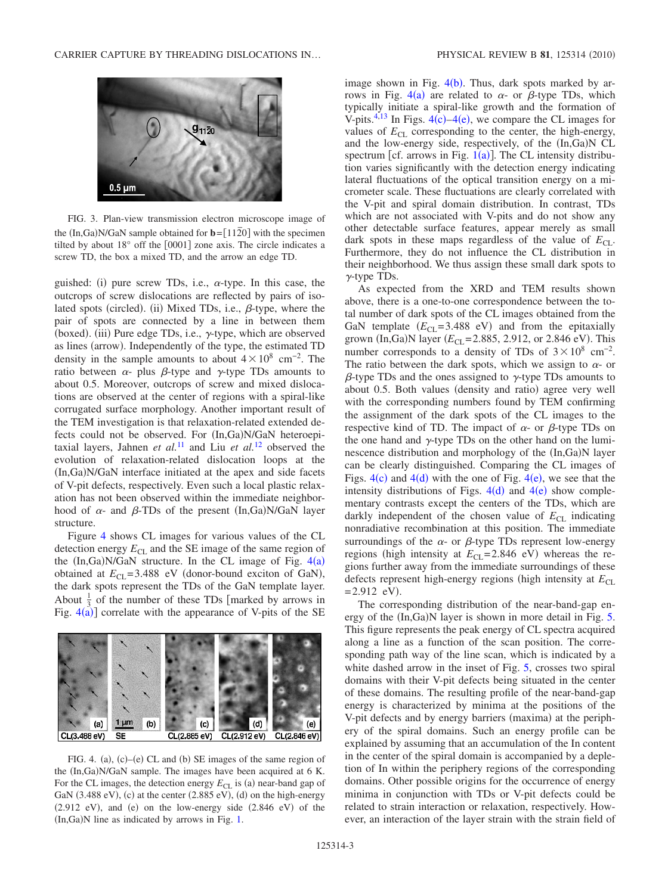FIG. 3. Plan-view transmission electron microscope image of the (In,Ga)N/GaN sample obtained for $\mathbf{b}=[11\bar{2}0]$ with the specimen tilted by about 18° off the [0001] zone axis. The circle indicates a screw TD, the box a mixed TD, and the arrow an edge TD.

guished: (i) pure screw TDs, i.e., $\alpha$-type. In this case, the outcrops of screw dislocations are reflected by pairs of isolated spots (circled). (ii) Mixed TDs, i.e., $\beta$-type, where the pair of spots are connected by a line in between them (boxed). (iii) Pure edge TDs, i.e., $\gamma$-type, which are observed as lines (arrow). Independently of the type, the estimated TD density in the sample amounts to about $4\times10^{8}$ cm$^{-2}$. The ratio between $\alpha$- plus $\beta$-type and $\gamma$-type TDs amounts to about 0.5. Moreover, outcrops of screw and mixed dislocations are observed at the center of regions with a spiral-like corrugated surface morphology. Another important result of the TEM investigation is that relaxation-related extended defects could not be observed. For (In,Ga)N/GaN heteroepitaxial layers, Jahnen *et al.*[11] and Liu *et al.*[12] observed the evolution of relaxation-related dislocation loops at the (In,Ga)N/GaN interface initiated at the apex and side facets of V-pit defects, respectively. Even such a local plastic relaxation has not been observed within the immediate neighborhood of $\alpha$- and $\beta$-TDs of the present (In,Ga)N/GaN layer structure.

Figure 4 shows CL images for various values of the CL detection energy $E_{CL}$ and the SE image of the same region of the (In,Ga)N/GaN structure. In the CL image of Fig. 4(a) obtained at $E_{CL}=3.488$ eV (donor-bound exciton of GaN), the dark spots represent the TDs of the GaN template layer. About $\frac{1}{3}$ of the number of these TDs [marked by arrows in Fig. 4(a)] correlate with the appearance of V-pits of the SE image shown in Fig. 4(b). Thus, dark spots marked by arrows in Fig. 4(a) are related to $\alpha$- or $\beta$-type TDs, which typically initiate a spiral-like growth and the formation of V-pits.[4,13] In Figs. 4(c)–4(e), we compare the CL images for values of $E_{CL}$ corresponding to the center, the high-energy, and the low-energy side, respectively, of the (In,Ga)N CL spectrum [cf. arrows in Fig. 1(a)]. The CL intensity distribution varies significantly with the detection energy indicating lateral fluctuations of the optical transition energy on a micrometer scale. These fluctuations are clearly correlated with the V-pit and spiral domain distribution. In contrast, TDs which are not associated with V-pits and do not show any other detectable surface features, appear merely as small dark spots in these maps regardless of the value of $E_{CL}$. Furthermore, they do not influence the CL distribution in their neighborhood. We thus assign these small dark spots to $\gamma$-type TDs.

FIG. 4. (a), (c)–(e) CL and (b) SE images of the same region of the (In,Ga)N/GaN sample. The images have been acquired at 6 K. For the CL images, the detection energy $E_{CL}$ is (a) near-band gap of GaN (3.488 eV), (c) at the center (2.885 eV), (d) on the high-energy (2.912 eV), and (e) on the low-energy side (2.846 eV) of the (In,Ga)N line as indicated by arrows in Fig. 1.

As expected from the XRD and TEM results shown above, there is a one-to-one correspondence between the total number of dark spots of the CL images obtained from the GaN template ($E_{CL}=3.488$ eV) and from the epitaxially grown (In,Ga)N layer ($E_{CL}=2.885$, 2.912, or 2.846 eV). This number corresponds to a density of TDs of $3\times10^{8}$ cm$^{-2}$. The ratio between the dark spots, which we assign to $\alpha$- or $\beta$-type TDs and the ones assigned to $\gamma$-type TDs amounts to about 0.5. Both values (density and ratio) agree very well with the corresponding numbers found by TEM confirming the assignment of the dark spots of the CL images to the respective kind of TD. The impact of $\alpha$- or $\beta$-type TDs on the one hand and $\gamma$-type TDs on the other hand on the luminescence distribution and morphology of the (In,Ga)N layer can be clearly distinguished. Comparing the CL images of Figs. 4(c) and 4(d) with the one of Fig. 4(e), we see that the intensity distributions of Figs. 4(d) and 4(e) show complementary contrasts except the centers of the TDs, which are darkly independent of the chosen value of $E_{CL}$ indicating nonradiative recombination at this position. The immediate surroundings of the $\alpha$- or $\beta$-type TDs represent low-energy regions (high intensity at $E_{CL}=2.846$ eV) whereas the regions further away from the immediate surroundings of these defects represent high-energy regions (high intensity at $E_{CL}=2.912$ eV).

The corresponding distribution of the near-band-gap energy of the (In,Ga)N layer is shown in more detail in Fig. 5. This figure represents the peak energy of CL spectra acquired along a line as a function of the scan position. The corresponding path way of the line scan, which is indicated by a white dashed arrow in the inset of Fig. 5, crosses two spiral domains with their V-pit defects being situated in the center of these domains. The resulting profile of the near-band-gap energy is characterized by minima at the positions of the V-pit defects and by energy barriers (maxima) at the periphery of the spiral domains. Such an energy profile can be explained by assuming that an accumulation of the In content in the center of the spiral domain is accompanied by a depletion of In within the periphery regions of the corresponding domains. Other possible origins for the occurrence of energy minima in conjunction with TDs or V-pit defects could be related to strain interaction or relaxation, respectively. However, an interaction of the layer strain with the strain field of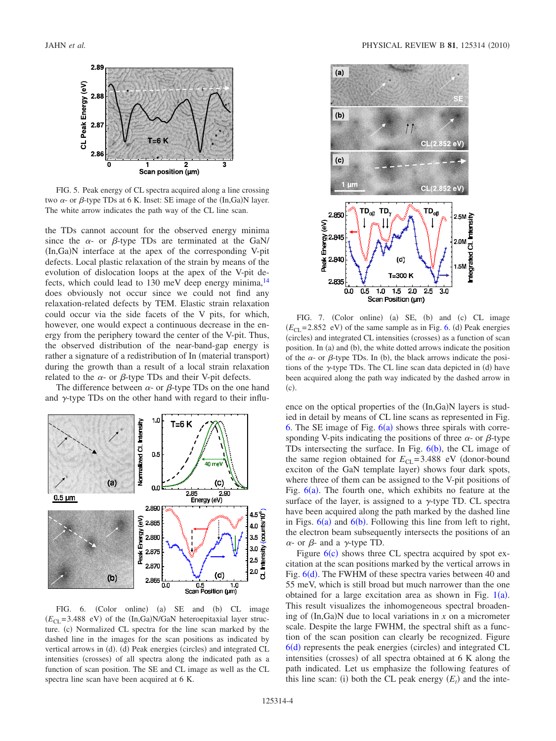FIG. 5. Peak energy of CL spectra acquired along a line crossing two $\alpha$- or $\beta$-type TDs at 6 K. Inset: SE image of the (In,Ga)N layer. The white arrow indicates the path way of the CL line scan.

the TDs cannot account for the observed energy minima since the $\alpha$- or $\beta$-type TDs are terminated at the GaN/(In,Ga)N interface at the apex of the corresponding V-pit defects. Local plastic relaxation of the strain by means of the evolution of dislocation loops at the apex of the V-pit defects, which could lead to 130 meV deep energy minima,[14] does obviously not occur since we could not find any relaxation-related defects by TEM. Elastic strain relaxation could occur via the side facets of the V pits, for which, however, one would expect a continuous decrease in the energy from the periphery toward the center of the V-pit. Thus, the observed distribution of the near-band-gap energy is rather a signature of a redistribution of In (material transport) during the growth than a result of a local strain relaxation related to the $\alpha$- or $\beta$-type TDs and their V-pit defects.

The difference between $\alpha$- or $\beta$-type TDs on the one hand and $\gamma$-type TDs on the other hand with regard to their influence on the optical properties of the (In,Ga)N layers is studied in detail by means of CL line scans as represented in Fig. 6. The SE image of Fig. 6(a) shows three spirals with corresponding V-pits indicating the positions of three $\alpha$- or $\beta$-type TDs intersecting the surface. In Fig. 6(b), the CL image of the same region obtained for $E_{CL}=3.488$ eV (donor-bound exciton of the GaN template layer) shows four dark spots, where three of them can be assigned to the V-pit positions of Fig. 6(a). The fourth one, which exhibits no feature at the surface of the layer, is assigned to a $\gamma$-type TD. CL spectra have been acquired along the path marked by the dashed line in Figs. 6(a) and 6(b). Following this line from left to right, the electron beam subsequently intersects the positions of an $\alpha$- or $\beta$- and a $\gamma$-type TD.

FIG. 6. (Color online) (a) SE and (b) CL image ($E_{CL}=3.488$ eV) of the (In,Ga)N/GaN heteroepitaxial layer structure. (c) Normalized CL spectra for the line scan marked by the dashed line in the images for the scan positions as indicated by vertical arrows in (d). (d) Peak energies (circles) and integrated CL intensities (crosses) of all spectra along the indicated path as a function of scan position. The SE and CL image as well as the CL spectra line scan have been acquired at 6 K.

FIG. 7. (Color online) (a) SE, (b) and (c) CL image ($E_{CL}=2.852$ eV) of the same sample as in Fig. 6. (d) Peak energies (circles) and integrated CL intensities (crosses) as a function of scan position. In (a) and (b), the white dotted arrows indicate the position of the $\alpha$- or $\beta$-type TDs. In (b), the black arrows indicate the positions of the $\gamma$-type TDs. The CL line scan data depicted in (d) have been acquired along the path way indicated by the dashed arrow in (c).

Figure 6(c) shows three CL spectra acquired by spot excitation at the scan positions marked by the vertical arrows in Fig. 6(d). The FWHM of these spectra varies between 40 and 55 meV, which is still broad but much narrower than the one obtained for a large excitation area as shown in Fig. 1(a). This result visualizes the inhomogeneous spectral broadening of (In,Ga)N due to local variations in $x$ on a micrometer scale. Despite the large FWHM, the spectral shift as a function of the scan position can clearly be recognized. Figure 6(d) represents the peak energies (circles) and integrated CL intensities (crosses) of all spectra obtained at 6 K along the path indicated. Let us emphasize the following features of this line scan: (i) both the CL peak energy ($E_t$) and the inte-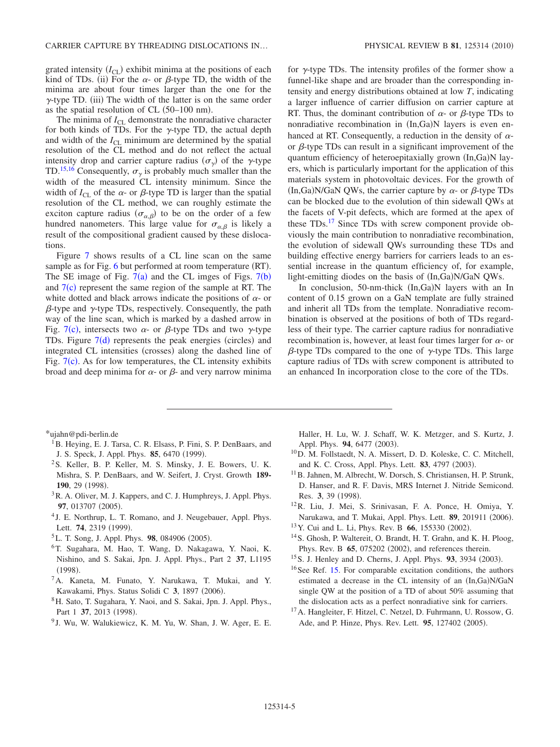grated intensity ($I_{CL}$) exhibit minima at the positions of each kind of TDs. (ii) For the $\alpha$- or $\beta$-type TD, the width of the minima are about four times larger than the one for the $\gamma$-type TD. (iii) The width of the latter is on the same order as the spatial resolution of CL (50–100 nm).

The minima of $I_{CL}$ demonstrate the nonradiative character for both kinds of TDs. For the $\gamma$-type TD, the actual depth and width of the $I_{CL}$ minimum are determined by the spatial resolution of the CL method and do not reflect the actual intensity drop and carrier capture radius ($\sigma_\gamma$) of the $\gamma$-type TD.[15,16] Consequently, $\sigma_\gamma$ is probably much smaller than the width of the measured CL intensity minimum. Since the width of $I_{CL}$ of the $\alpha$- or $\beta$-type TD is larger than the spatial resolution of the CL method, we can roughly estimate the exciton capture radius ($\sigma_{\alpha,\beta}$) to be on the order of a few hundred nanometers. This large value for $\sigma_{\alpha,\beta}$ is likely a result of the compositional gradient caused by these dislocations.

Figure 7 shows results of a CL line scan on the same sample as for Fig. 6 but performed at room temperature (RT). The SE image of Fig. 7(a) and the CL imges of Figs. 7(b) and 7(c) represent the same region of the sample at RT. The white dotted and black arrows indicate the positions of $\alpha$- or $\beta$-type and $\gamma$-type TDs, respectively. Consequently, the path way of the line scan, which is marked by a dashed arrow in Fig. 7(c), intersects two $\alpha$- or $\beta$-type TDs and two $\gamma$-type TDs. Figure 7(d) represents the peak energies (circles) and integrated CL intensities (crosses) along the dashed line of Fig. 7(c). As for low temperatures, the CL intensity exhibits broad and deep minima for $\alpha$- or $\beta$- and very narrow minima for $\gamma$-type TDs. The intensity profiles of the former show a funnel-like shape and are broader than the corresponding intensity and energy distributions obtained at low $T$, indicating a larger influence of carrier diffusion on carrier capture at RT. Thus, the dominant contribution of $\alpha$- or $\beta$-type TDs to nonradiative recombination in (In,Ga)N layers is even enhanced at RT. Consequently, a reduction in the density of $\alpha$- or $\beta$-type TDs can result in a significant improvement of the quantum efficiency of heteroepitaxially grown (In,Ga)N layers, which is particularly important for the application of this materials system in photovoltaic devices. For the growth of (In,Ga)N/GaN QWs, the carrier capture by $\alpha$- or $\beta$-type TDs can be blocked due to the evolution of thin sidewall QWs at the facets of V-pit defects, which are formed at the apex of these TDs.[17] Since TDs with screw component provide obviously the main contribution to nonradiative recombination, the evolution of sidewall QWs surrounding these TDs and building effective energy barriers for carriers leads to an essential increase in the quantum efficiency of, for example, light-emitting diodes on the basis of (In,Ga)N/GaN QWs.

In conclusion, 50-nm-thick (In,Ga)N layers with an In content of 0.15 grown on a GaN template are fully strained and inherit all TDs from the template. Nonradiative recombination is observed at the positions of both of TDs regardless of their type. The carrier capture radius for nonradiative recombination is, however, at least four times larger for $\alpha$- or $\beta$-type TDs compared to the one of $\gamma$-type TDs. This large capture radius of TDs with screw component is attributed to an enhanced In incorporation close to the core of the TDs.

---

*ujahn@pdi-berlin.de

[1] B. Heying, E. J. Tarsa, C. R. Elsass, P. Fini, S. P. DenBaars, and J. S. Speck, J. Appl. Phys. **85**, 6470 (1999).

[2] S. Keller, B. P. Keller, M. S. Minsky, J. E. Bowers, U. K. Mishra, S. P. DenBaars, and W. Seifert, J. Cryst. Growth **189-190**, 29 (1998).

[3] R. A. Oliver, M. J. Kappers, and C. J. Humphreys, J. Appl. Phys. **97**, 013707 (2005).

[4] J. E. Northrup, L. T. Romano, and J. Neugebauer, Appl. Phys. Lett. **74**, 2319 (1999).

[5] L. T. Song, J. Appl. Phys. **98**, 084906 (2005).

[6] T. Sugahara, M. Hao, T. Wang, D. Nakagawa, Y. Naoi, K. Nishino, and S. Sakai, Jpn. J. Appl. Phys., Part 2 **37**, L1195 (1998).

[7] A. Kaneta, M. Funato, Y. Narukawa, T. Mukai, and Y. Kawakami, Phys. Status Solidi C **3**, 1897 (2006).

[8] H. Sato, T. Sugahara, Y. Naoi, and S. Sakai, Jpn. J. Appl. Phys., Part 1 **37**, 2013 (1998).

[9] J. Wu, W. Walukiewicz, K. M. Yu, W. Shan, J. W. Ager, E. E. Haller, H. Lu, W. J. Schaff, W. K. Metzger, and S. Kurtz, J. Appl. Phys. **94**, 6477 (2003).

[10] D. M. Follstaedt, N. A. Missert, D. D. Koleske, C. C. Mitchell, and K. C. Cross, Appl. Phys. Lett. **83**, 4797 (2003).

[11] B. Jahnen, M. Albrecht, W. Dorsch, S. Christiansen, H. P. Strunk, D. Hanser, and R. F. Davis, MRS Internet J. Nitride Semicond. Res. **3**, 39 (1998).

[12] R. Liu, J. Mei, S. Srinivasan, F. A. Ponce, H. Omiya, Y. Narukawa, and T. Mukai, Appl. Phys. Lett. **89**, 201911 (2006).

[13] Y. Cui and L. Li, Phys. Rev. B **66**, 155330 (2002).

[14] S. Ghosh, P. Waltereit, O. Brandt, H. T. Grahn, and K. H. Ploog, Phys. Rev. B **65**, 075202 (2002), and references therein.

[15] S. J. Henley and D. Cherns, J. Appl. Phys. **93**, 3934 (2003).

[16] See Ref. 15. For comparable excitation conditions, the authors estimated a decrease in the CL intensity of an (In,Ga)N/GaN single QW at the position of a TD of about 50% assuming that the dislocation acts as a perfect nonradiative sink for carriers.

[17] A. Hangleiter, F. Hitzel, C. Netzel, D. Fuhrmann, U. Rossow, G. Ade, and P. Hinze, Phys. Rev. Lett. **95**, 127402 (2005).